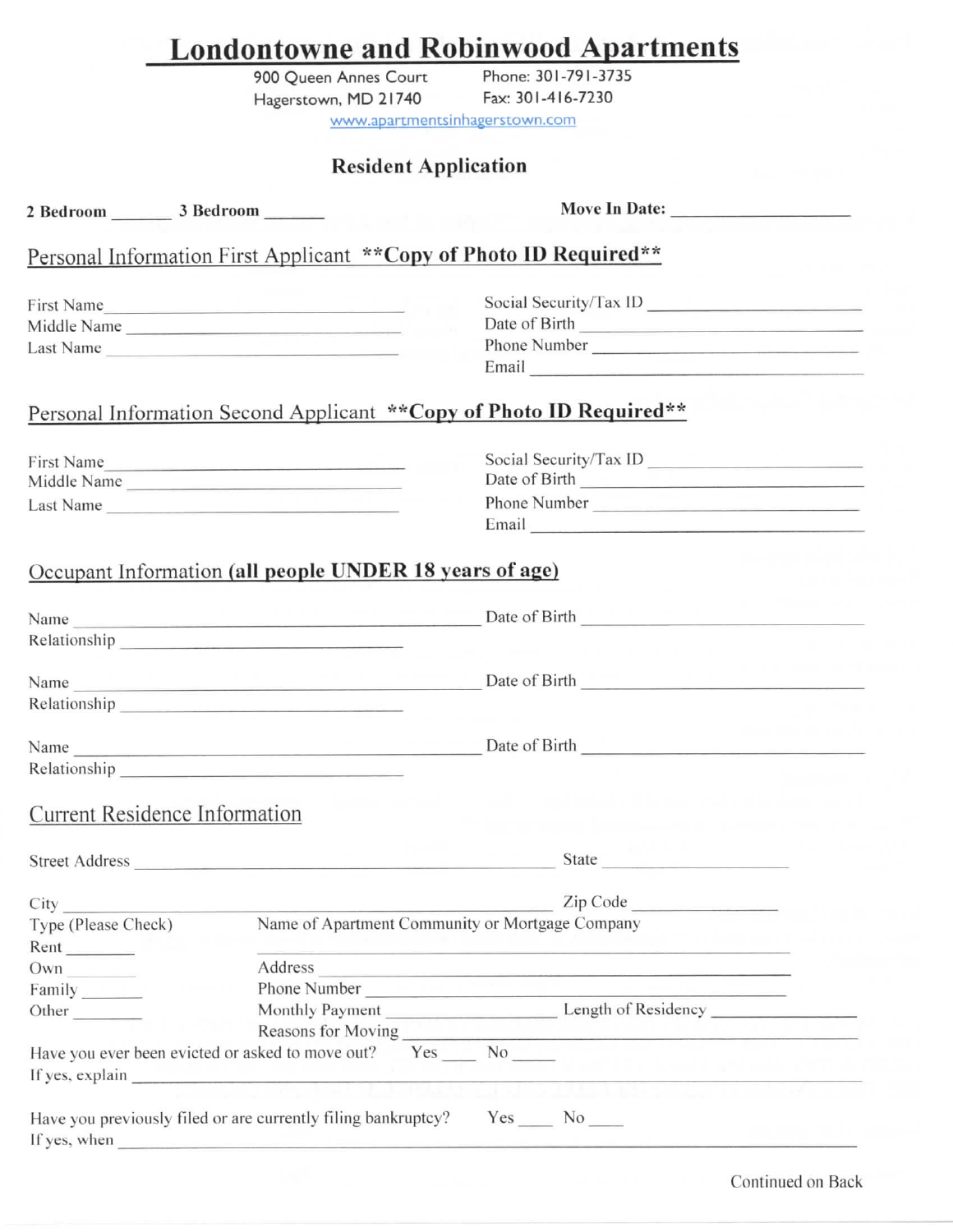# Londontowne and Robinwood Apartments

900 Queen Annes Court
Hagerstown, MD 21740

Phone: 301-791-3735
Fax: 301-416-7230

www.apartmentsinhagerstown.com

## Resident Application

**2 Bedroom** _______ **3 Bedroom** _______ **Move In Date:** ____________________

### Personal Information First Applicant **\*\*Copy of Photo ID Required\*\***

First Name ______________________________
Middle Name ______________________________
Last Name ______________________________

Social Security/Tax ID ______________________________
Date of Birth ______________________________
Phone Number ______________________________
Email ______________________________

### Personal Information Second Applicant **\*\*Copy of Photo ID Required\*\***

First Name ______________________________
Middle Name ______________________________
Last Name ______________________________

Social Security/Tax ID ______________________________
Date of Birth ______________________________
Phone Number ______________________________
Email ______________________________

### Occupant Information **(all people UNDER 18 years of age)**

Name ______________________________ Date of Birth ______________________________
Relationship ______________________________

Name ______________________________ Date of Birth ______________________________
Relationship ______________________________

Name ______________________________ Date of Birth ______________________________
Relationship ______________________________

### Current Residence Information

Street Address ______________________________ State ______________________________

City ______________________________ Zip Code ______________________________

Type (Please Check)
Rent ________
Own ________
Family ________
Other ________

Name of Apartment Community or Mortgage Company
______________________________
Address ______________________________
Phone Number ______________________________
Monthly Payment ______________________________ Length of Residency ______________________________
Reasons for Moving ______________________________

Have you ever been evicted or asked to move out? Yes ____ No _____
If yes, explain ______________________________

Have you previously filed or are currently filing bankruptcy? Yes ____ No ____
If yes, when ______________________________

Continued on Back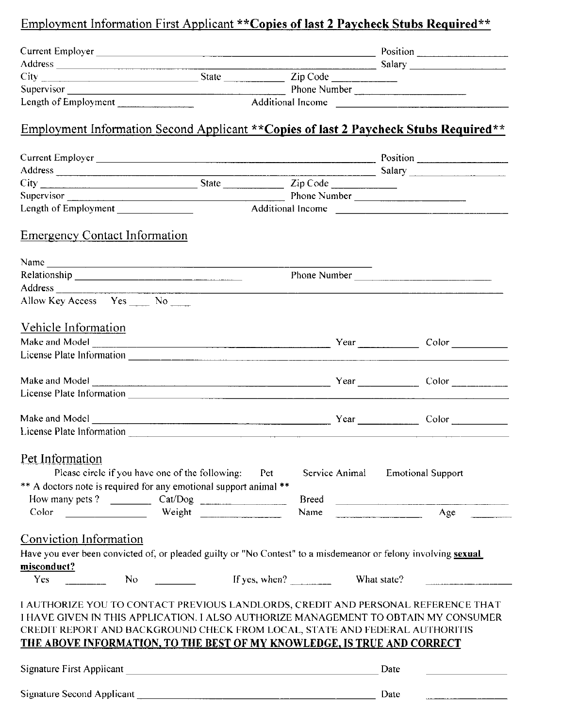## Employment Information First Applicant **Copies of last 2 Paycheck Stubs Required**

Current Employer ______________________________ Position ______________

Address ______________________________ Salary ______________

City ______________ State ________ Zip Code ________

Supervisor ______________________________ Phone Number ______________

Length of Employment __________ Additional Income ______________________

## Employment Information Second Applicant **Copies of last 2 Paycheck Stubs Required**

Current Employer ______________________________ Position ______________

Address ______________________________ Salary ______________

City ______________ State ________ Zip Code ________

Supervisor ______________________________ Phone Number ______________

Length of Employment __________ Additional Income ______________________

## Emergency Contact Information

Name ______________________________________________

Relationship ______________________ Phone Number ______________________

Address ______________________________________________________________

Allow Key Access Yes ____ No ____

## Vehicle Information

Make and Model ______________________________ Year ________ Color ________

License Plate Information ______________________________________________

Make and Model ______________________________ Year ________ Color ________

License Plate Information ______________________________________________

Make and Model ______________________________ Year ________ Color ________

License Plate Information ______________________________________________

## Pet Information

Please circle if you have one of the following: Pet Service Animal Emotional Support

** A doctors note is required for any emotional support animal **

How many pets ? ________ Cat/Dog ____________ Breed ______________________

Color ____________ Weight ____________ Name ______________ Age ________

## Conviction Information

Have you ever been convicted of, or pleaded guilty or "No Contest" to a misdemeanor or felony involving **sexual misconduct?**

Yes ________ No ________ If yes, when? ________ What state? ____________

I AUTHORIZE YOU TO CONTACT PREVIOUS LANDLORDS, CREDIT AND PERSONAL REFERENCE THAT I HAVE GIVEN IN THIS APPLICATION. I ALSO AUTHORIZE MANAGEMENT TO OBTAIN MY CONSUMER CREDIT REPORT AND BACKGROUND CHECK FROM LOCAL, STATE AND FEDERAL AUTHORITIS

**THE ABOVE INFORMATION, TO THE BEST OF MY KNOWLEDGE, IS TRUE AND CORRECT**

Signature First Applicant ______________________________ Date ____________

Signature Second Applicant ______________________________ Date ____________